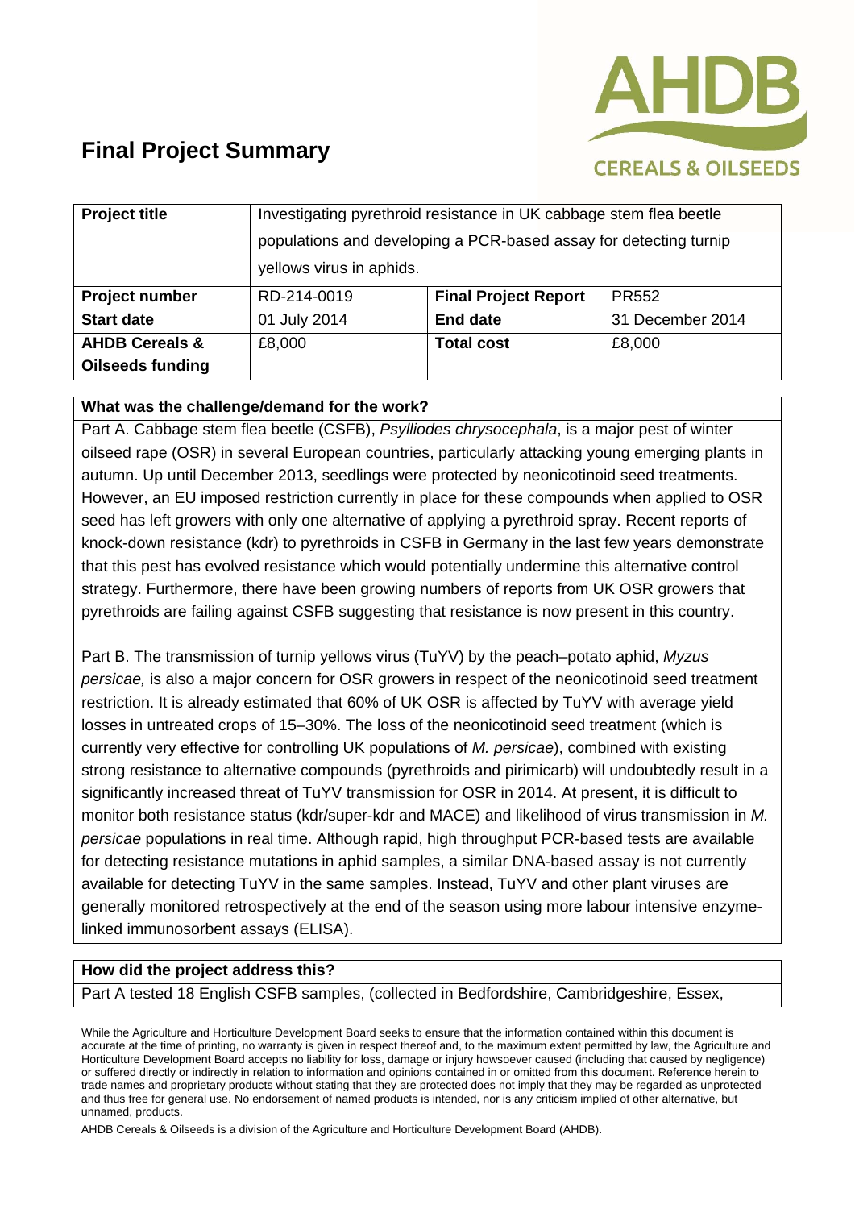# Final Project Summary

AHDB CEREALS & OILSEEDS

| **Project title** | Investigating pyrethroid resistance in UK cabbage stem flea beetle populations and developing a PCR-based assay for detecting turnip yellows virus in aphids. | | |
|---|---|---|---|
| **Project number** | RD-214-0019 | **Final Project Report** | PR552 |
| **Start date** | 01 July 2014 | **End date** | 31 December 2014 |
| **AHDB Cereals & Oilseeds funding** | £8,000 | **Total cost** | £8,000 |

**What was the challenge/demand for the work?**

Part A. Cabbage stem flea beetle (CSFB), *Psylliodes chrysocephala*, is a major pest of winter oilseed rape (OSR) in several European countries, particularly attacking young emerging plants in autumn. Up until December 2013, seedlings were protected by neonicotinoid seed treatments. However, an EU imposed restriction currently in place for these compounds when applied to OSR seed has left growers with only one alternative of applying a pyrethroid spray. Recent reports of knock-down resistance (kdr) to pyrethroids in CSFB in Germany in the last few years demonstrate that this pest has evolved resistance which would potentially undermine this alternative control strategy. Furthermore, there have been growing numbers of reports from UK OSR growers that pyrethroids are failing against CSFB suggesting that resistance is now present in this country.

Part B. The transmission of turnip yellows virus (TuYV) by the peach–potato aphid, *Myzus persicae,* is also a major concern for OSR growers in respect of the neonicotinoid seed treatment restriction. It is already estimated that 60% of UK OSR is affected by TuYV with average yield losses in untreated crops of 15–30%. The loss of the neonicotinoid seed treatment (which is currently very effective for controlling UK populations of *M. persicae*), combined with existing strong resistance to alternative compounds (pyrethroids and pirimicarb) will undoubtedly result in a significantly increased threat of TuYV transmission for OSR in 2014. At present, it is difficult to monitor both resistance status (kdr/super-kdr and MACE) and likelihood of virus transmission in *M. persicae* populations in real time. Although rapid, high throughput PCR-based tests are available for detecting resistance mutations in aphid samples, a similar DNA-based assay is not currently available for detecting TuYV in the same samples. Instead, TuYV and other plant viruses are generally monitored retrospectively at the end of the season using more labour intensive enzyme-linked immunosorbent assays (ELISA).

**How did the project address this?**

Part A tested 18 English CSFB samples, (collected in Bedfordshire, Cambridgeshire, Essex,

While the Agriculture and Horticulture Development Board seeks to ensure that the information contained within this document is accurate at the time of printing, no warranty is given in respect thereof and, to the maximum extent permitted by law, the Agriculture and Horticulture Development Board accepts no liability for loss, damage or injury howsoever caused (including that caused by negligence) or suffered directly or indirectly in relation to information and opinions contained in or omitted from this document. Reference herein to trade names and proprietary products without stating that they are protected does not imply that they may be regarded as unprotected and thus free for general use. No endorsement of named products is intended, nor is any criticism implied of other alternative, but unnamed, products.

AHDB Cereals & Oilseeds is a division of the Agriculture and Horticulture Development Board (AHDB).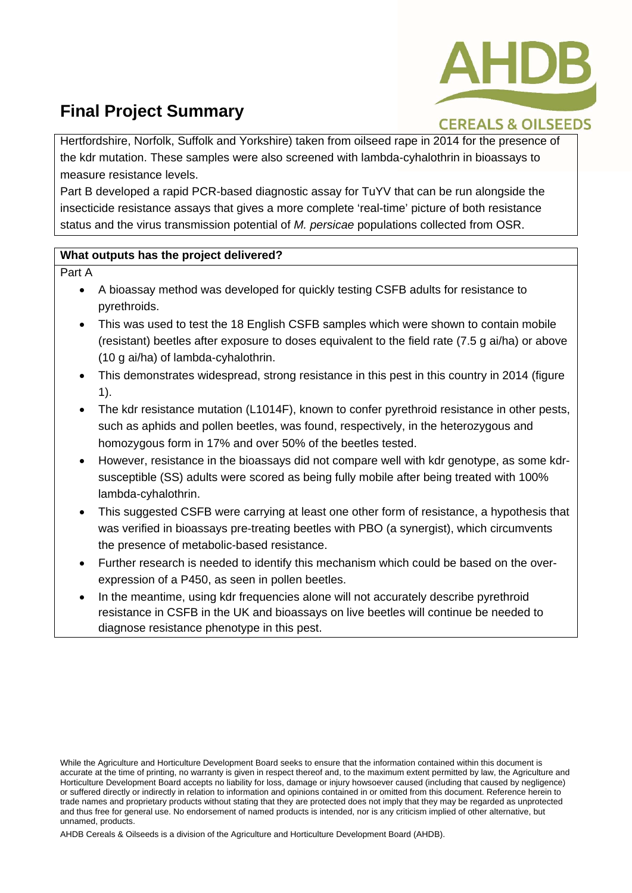Hertfordshire, Norfolk, Suffolk and Yorkshire) taken from oilseed rape in 2014 for the presence of the kdr mutation. These samples were also screened with lambda-cyhalothrin in bioassays to measure resistance levels.

Part B developed a rapid PCR-based diagnostic assay for TuYV that can be run alongside the insecticide resistance assays that gives a more complete 'real-time' picture of both resistance status and the virus transmission potential of *M. persicae* populations collected from OSR.

**What outputs has the project delivered?**

Part A

- A bioassay method was developed for quickly testing CSFB adults for resistance to pyrethroids.
- This was used to test the 18 English CSFB samples which were shown to contain mobile (resistant) beetles after exposure to doses equivalent to the field rate (7.5 g ai/ha) or above (10 g ai/ha) of lambda-cyhalothrin.
- This demonstrates widespread, strong resistance in this pest in this country in 2014 (figure 1).
- The kdr resistance mutation (L1014F), known to confer pyrethroid resistance in other pests, such as aphids and pollen beetles, was found, respectively, in the heterozygous and homozygous form in 17% and over 50% of the beetles tested.
- However, resistance in the bioassays did not compare well with kdr genotype, as some kdr-susceptible (SS) adults were scored as being fully mobile after being treated with 100% lambda-cyhalothrin.
- This suggested CSFB were carrying at least one other form of resistance, a hypothesis that was verified in bioassays pre-treating beetles with PBO (a synergist), which circumvents the presence of metabolic-based resistance.
- Further research is needed to identify this mechanism which could be based on the over-expression of a P450, as seen in pollen beetles.
- In the meantime, using kdr frequencies alone will not accurately describe pyrethroid resistance in CSFB in the UK and bioassays on live beetles will continue be needed to diagnose resistance phenotype in this pest.

While the Agriculture and Horticulture Development Board seeks to ensure that the information contained within this document is accurate at the time of printing, no warranty is given in respect thereof and, to the maximum extent permitted by law, the Agriculture and Horticulture Development Board accepts no liability for loss, damage or injury howsoever caused (including that caused by negligence) or suffered directly or indirectly in relation to information and opinions contained in or omitted from this document. Reference herein to trade names and proprietary products without stating that they are protected does not imply that they may be regarded as unprotected and thus free for general use. No endorsement of named products is intended, nor is any criticism implied of other alternative, but unnamed, products.

AHDB Cereals & Oilseeds is a division of the Agriculture and Horticulture Development Board (AHDB).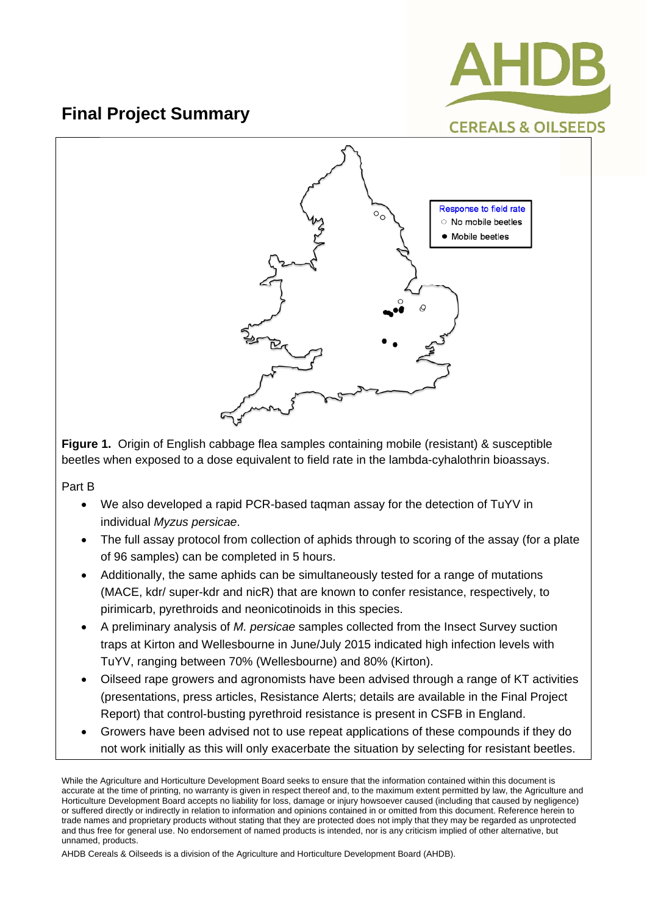## Final Project Summary

**Figure 1.** Origin of English cabbage flea samples containing mobile (resistant) & susceptible beetles when exposed to a dose equivalent to field rate in the lambda-cyhalothrin bioassays.

Part B

- We also developed a rapid PCR-based taqman assay for the detection of TuYV in individual *Myzus persicae*.
- The full assay protocol from collection of aphids through to scoring of the assay (for a plate of 96 samples) can be completed in 5 hours.
- Additionally, the same aphids can be simultaneously tested for a range of mutations (MACE, kdr/ super-kdr and nicR) that are known to confer resistance, respectively, to pirimicarb, pyrethroids and neonicotinoids in this species.
- A preliminary analysis of *M. persicae* samples collected from the Insect Survey suction traps at Kirton and Wellesbourne in June/July 2015 indicated high infection levels with TuYV, ranging between 70% (Wellesbourne) and 80% (Kirton).
- Oilseed rape growers and agronomists have been advised through a range of KT activities (presentations, press articles, Resistance Alerts; details are available in the Final Project Report) that control-busting pyrethroid resistance is present in CSFB in England.
- Growers have been advised not to use repeat applications of these compounds if they do not work initially as this will only exacerbate the situation by selecting for resistant beetles.

While the Agriculture and Horticulture Development Board seeks to ensure that the information contained within this document is accurate at the time of printing, no warranty is given in respect thereof and, to the maximum extent permitted by law, the Agriculture and Horticulture Development Board accepts no liability for loss, damage or injury howsoever caused (including that caused by negligence) or suffered directly or indirectly in relation to information and opinions contained in or omitted from this document. Reference herein to trade names and proprietary products without stating that they are protected does not imply that they may be regarded as unprotected and thus free for general use. No endorsement of named products is intended, nor is any criticism implied of other alternative, but unnamed, products.

AHDB Cereals & Oilseeds is a division of the Agriculture and Horticulture Development Board (AHDB).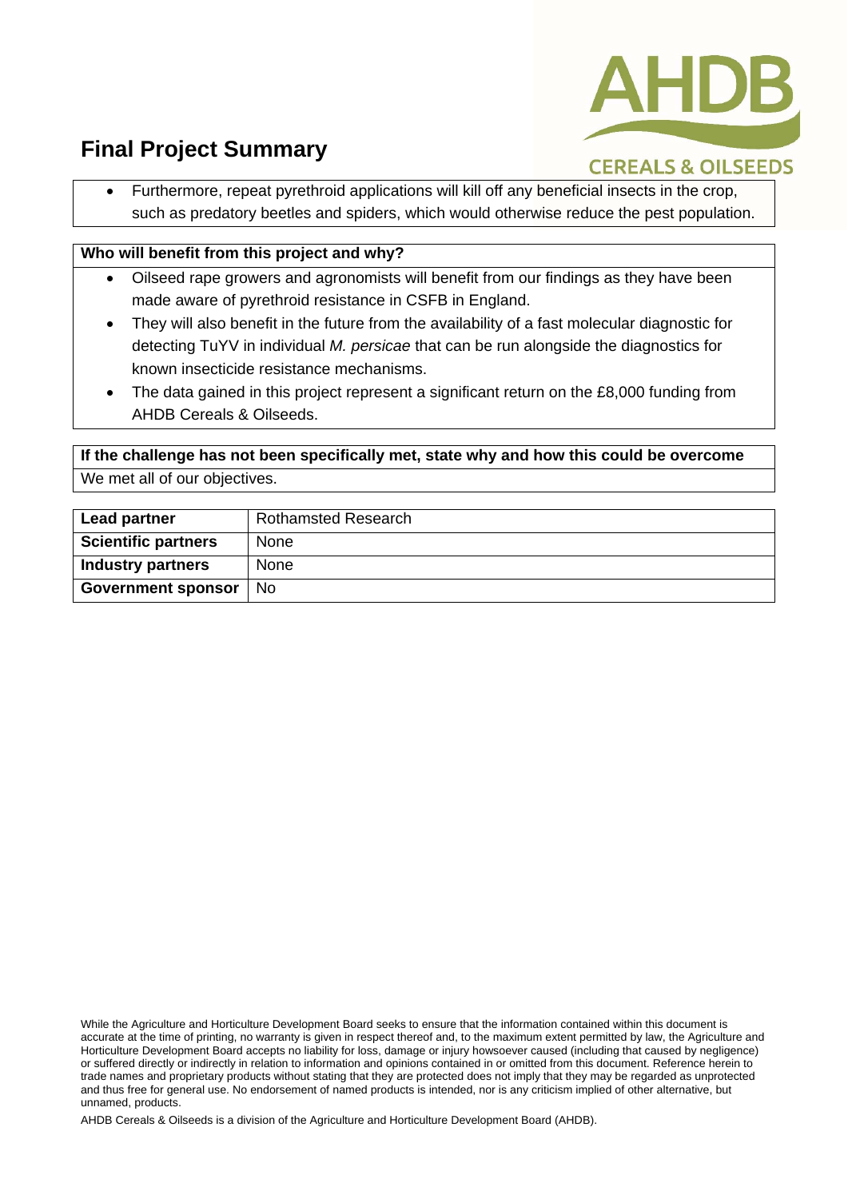# Final Project Summary

- Furthermore, repeat pyrethroid applications will kill off any beneficial insects in the crop, such as predatory beetles and spiders, which would otherwise reduce the pest population.

**Who will benefit from this project and why?**

- Oilseed rape growers and agronomists will benefit from our findings as they have been made aware of pyrethroid resistance in CSFB in England.
- They will also benefit in the future from the availability of a fast molecular diagnostic for detecting TuYV in individual *M. persicae* that can be run alongside the diagnostics for known insecticide resistance mechanisms.
- The data gained in this project represent a significant return on the £8,000 funding from AHDB Cereals & Oilseeds.

**If the challenge has not been specifically met, state why and how this could be overcome**

We met all of our objectives.

| | |
|---|---|
| **Lead partner** | Rothamsted Research |
| **Scientific partners** | None |
| **Industry partners** | None |
| **Government sponsor** | No |

While the Agriculture and Horticulture Development Board seeks to ensure that the information contained within this document is accurate at the time of printing, no warranty is given in respect thereof and, to the maximum extent permitted by law, the Agriculture and Horticulture Development Board accepts no liability for loss, damage or injury howsoever caused (including that caused by negligence) or suffered directly or indirectly in relation to information and opinions contained in or omitted from this document. Reference herein to trade names and proprietary products without stating that they are protected does not imply that they may be regarded as unprotected and thus free for general use. No endorsement of named products is intended, nor is any criticism implied of other alternative, but unnamed, products.

AHDB Cereals & Oilseeds is a division of the Agriculture and Horticulture Development Board (AHDB).